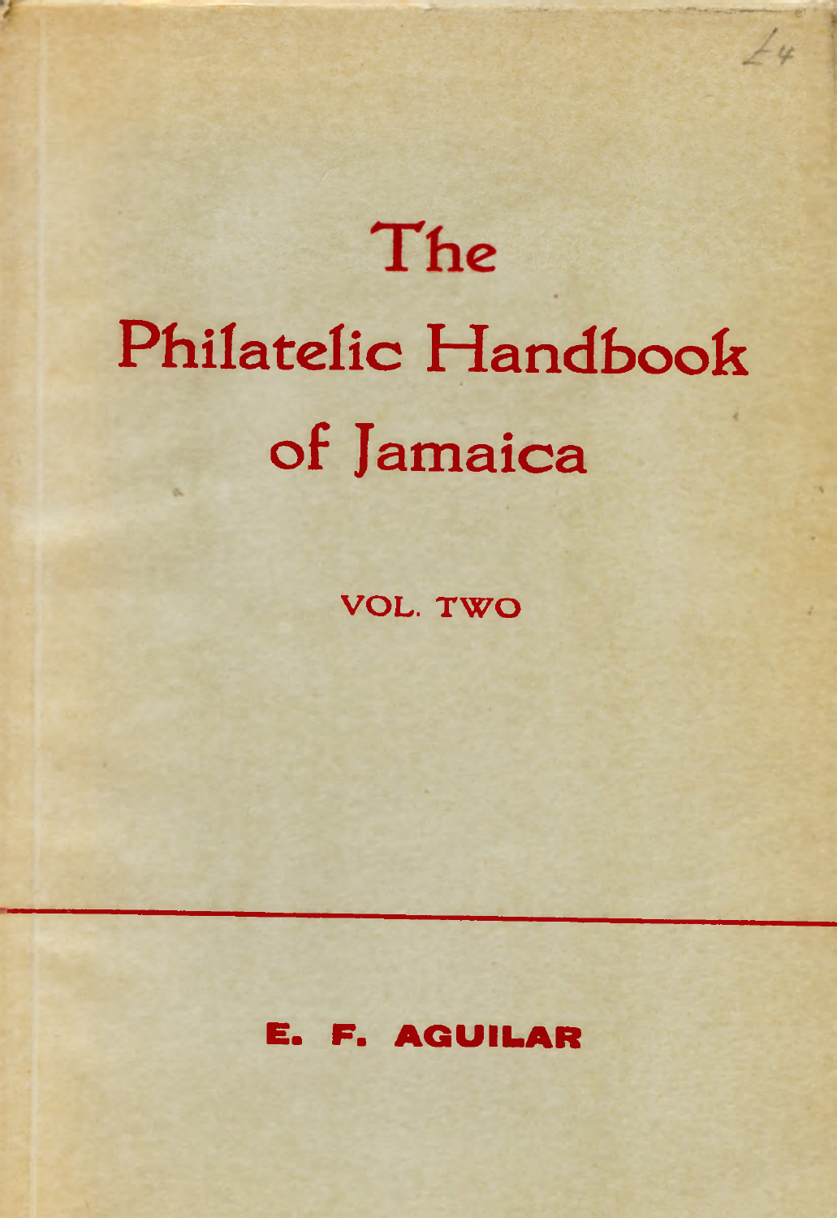# The Philatelic Handbook of Jamaica

VOL. TWO

E. F. AGUILAR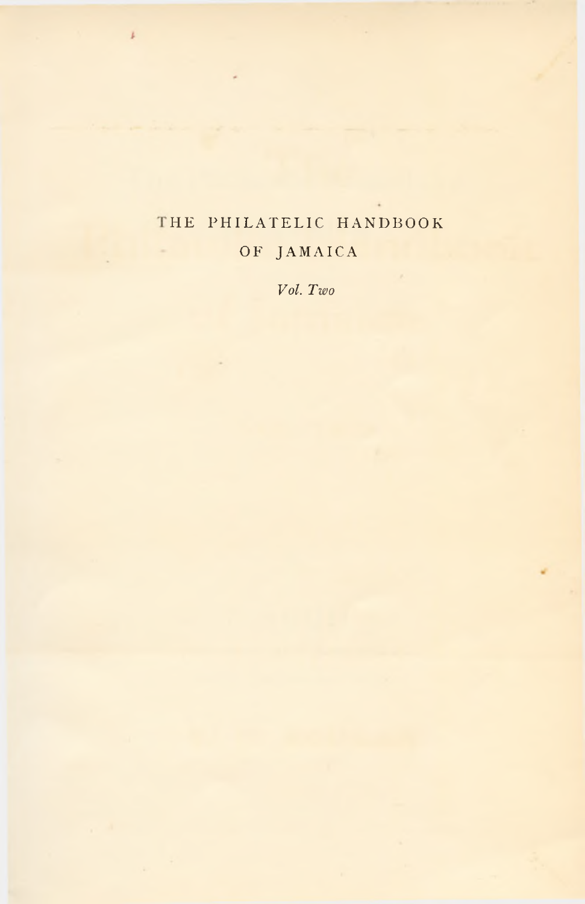THE PHILATELIC HANDBOOK

OF JAMAICA

*Vol. Two*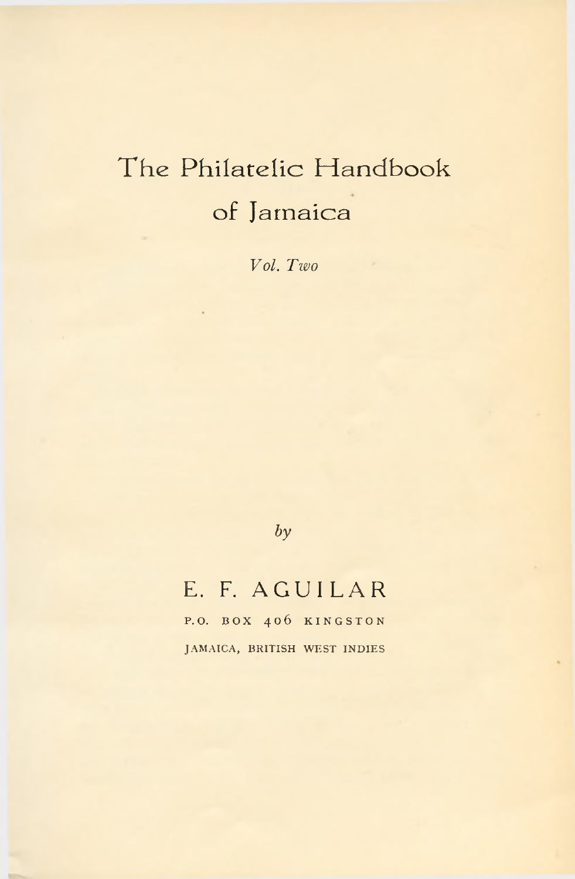# The Philatelic Handbook of Jamaica

*Vol. Two*

*by*

## E. F. AGUILAR

P.O. BOX 406 KINGSTON

JAMAICA, BRITISH WEST INDIES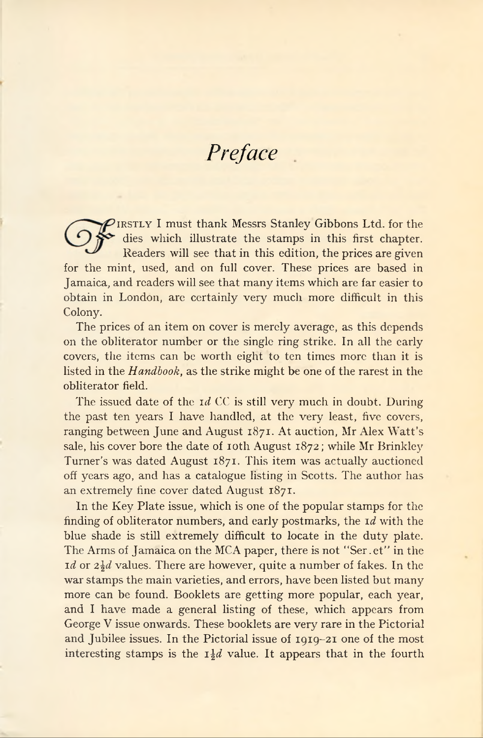# *Preface*

Firstly I must thank Messrs Stanley Gibbons Ltd. for the dies which illustrate the stamps in this first chapter. Readers will see that in this edition, the prices are given for the mint, used, and on full cover. These prices are based in Jamaica, and readers will see that many items which are far easier to obtain in London, are certainly very much more difficult in this Colony.

The prices of an item on cover is merely average, as this depends on the obliterator number or the single ring strike. In all the early covers, the items can be worth eight to ten times more than it is listed in the *Handbook*, as the strike might be one of the rarest in the obliterator field.

The issued date of the 1*d* CC is still very much in doubt. During the past ten years I have handled, at the very least, five covers, ranging between June and August 1871. At auction, Mr Alex Watt's sale, his cover bore the date of 10th August 1872; while Mr Brinkley Turner's was dated August 1871. This item was actually auctioned off years ago, and has a catalogue listing in Scotts. The author has an extremely fine cover dated August 1871.

In the Key Plate issue, which is one of the popular stamps for the finding of obliterator numbers, and early postmarks, the 1*d* with the blue shade is still extremely difficult to locate in the duty plate. The Arms of Jamaica on the MCA paper, there is not "Ser.et" in the 1*d* or 2½*d* values. There are however, quite a number of fakes. In the war stamps the main varieties, and errors, have been listed but many more can be found. Booklets are getting more popular, each year, and I have made a general listing of these, which appears from George V issue onwards. These booklets are very rare in the Pictorial and Jubilee issues. In the Pictorial issue of 1919–21 one of the most interesting stamps is the 1½*d* value. It appears that in the fourth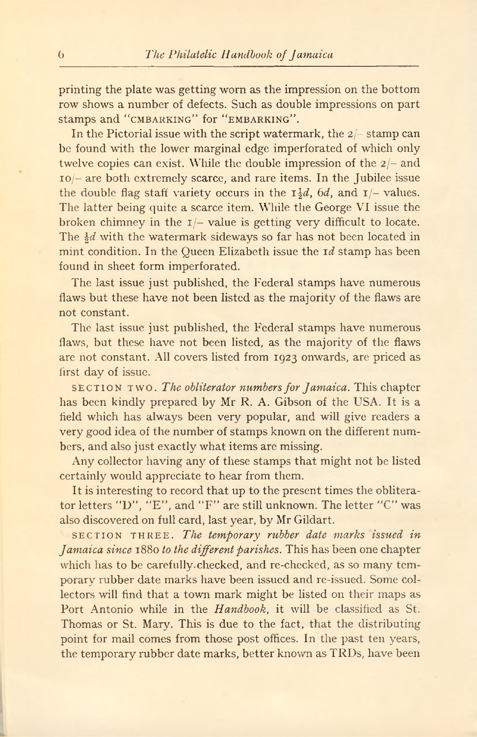printing the plate was getting worn as the impression on the bottom row shows a number of defects. Such as double impressions on part stamps and "CMBARKING" for "EMBARKING".

In the Pictorial issue with the script watermark, the 2/- stamp can be found with the lower marginal edge imperforated of which only twelve copies can exist. While the double impression of the 2/- and 10/- are both extremely scarce, and rare items. In the Jubilee issue the double flag staff variety occurs in the 1½*d*, 6*d*, and 1/- values. The latter being quite a scarce item. While the George VI issue the broken chimney in the 1/- value is getting very difficult to locate. The ½*d* with the watermark sideways so far has not been located in mint condition. In the Queen Elizabeth issue the 1*d* stamp has been found in sheet form imperforated.

The last issue just published, the Federal stamps have numerous flaws but these have not been listed as the majority of the flaws are not constant.

The last issue just published, the Federal stamps have numerous flaws, but these have not been listed, as the majority of the flaws are not constant. All covers listed from 1923 onwards, are priced as first day of issue.

SECTION TWO. *The obliterator numbers for Jamaica.* This chapter has been kindly prepared by Mr R. A. Gibson of the USA. It is a field which has always been very popular, and will give readers a very good idea of the number of stamps known on the different numbers, and also just exactly what items are missing.

Any collector having any of these stamps that might not be listed certainly would appreciate to hear from them.

It is interesting to record that up to the present times the obliterator letters "D", "E", and "F" are still unknown. The letter "C" was also discovered on full card, last year, by Mr Gildart.

SECTION THREE. *The temporary rubber date marks issued in Jamaica since 1880 to the different parishes.* This has been one chapter which has to be carefully checked, and re-checked, as so many temporary rubber date marks have been issued and re-issued. Some collectors will find that a town mark might be listed on their maps as Port Antonio while in the *Handbook*, it will be classified as St. Thomas or St. Mary. This is due to the fact, that the distributing point for mail comes from those post offices. In the past ten years, the temporary rubber date marks, better known as TRDs, have been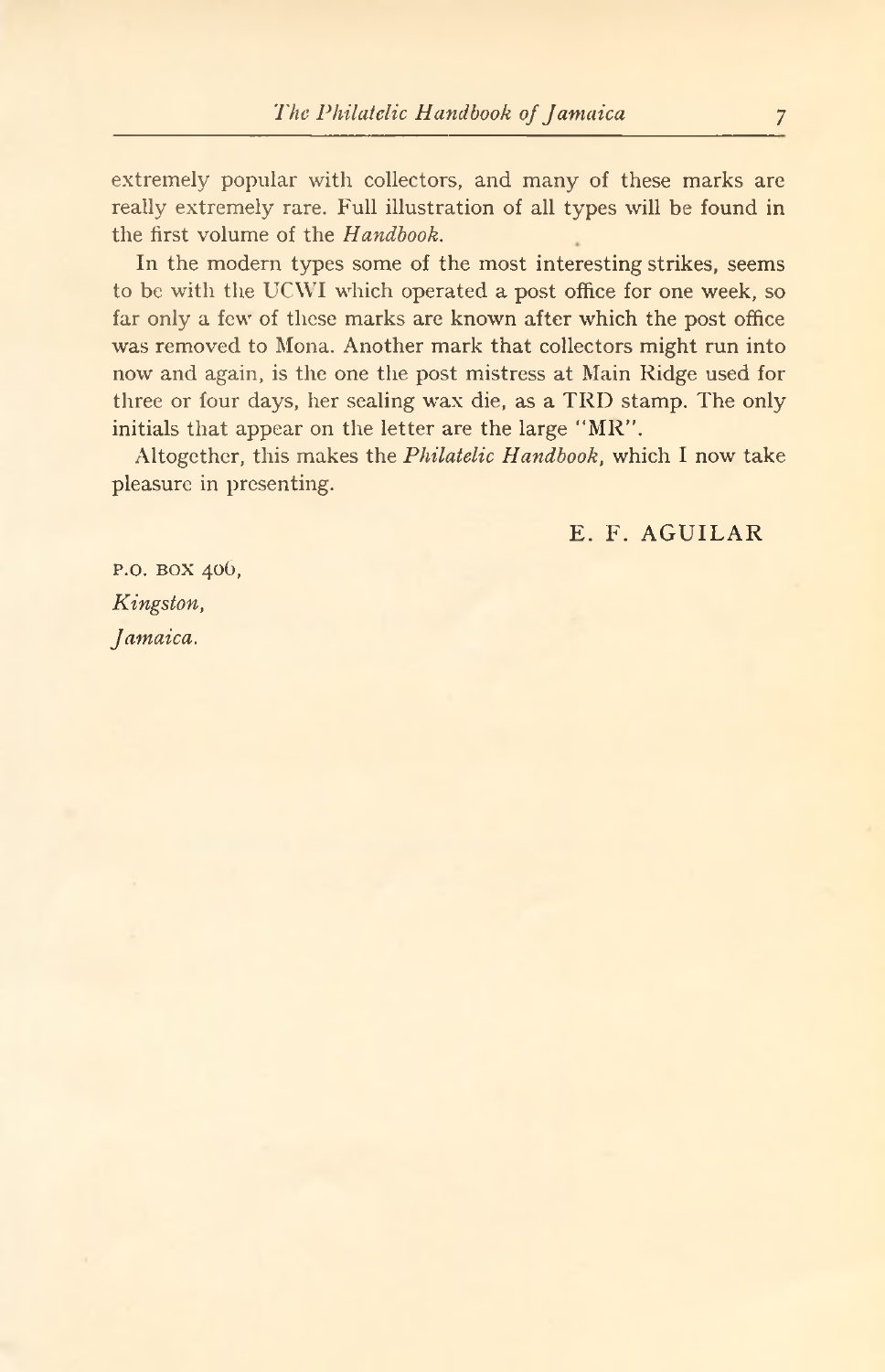extremely popular with collectors, and many of these marks are really extremely rare. Full illustration of all types will be found in the first volume of the *Handbook*.

In the modern types some of the most interesting strikes, seems to be with the UCWI which operated a post office for one week, so far only a few of these marks are known after which the post office was removed to Mona. Another mark that collectors might run into now and again, is the one the post mistress at Main Ridge used for three or four days, her sealing wax die, as a TRD stamp. The only initials that appear on the letter are the large "MR".

Altogether, this makes the *Philatelic Handbook*, which I now take pleasure in presenting.

E. F. AGUILAR

P.O. BOX 406,
*Kingston,*
*Jamaica.*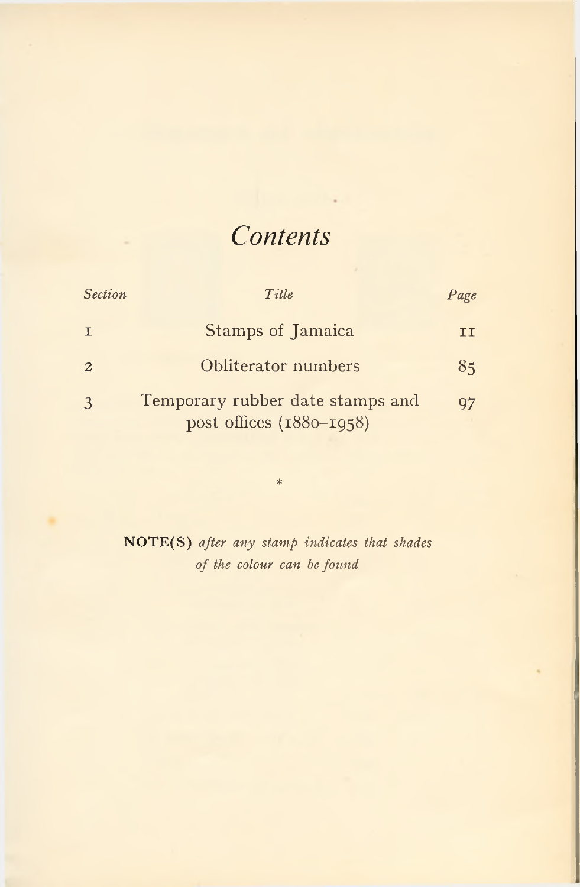# *Contents*

| *Section* | *Title* | *Page* |
|---|---|---|
| 1 | Stamps of Jamaica | 11 |
| 2 | Obliterator numbers | 85 |
| 3 | Temporary rubber date stamps and post offices (1880–1958) | 97 |

*

**NOTE(S)** *after any stamp indicates that shades of the colour can be found*